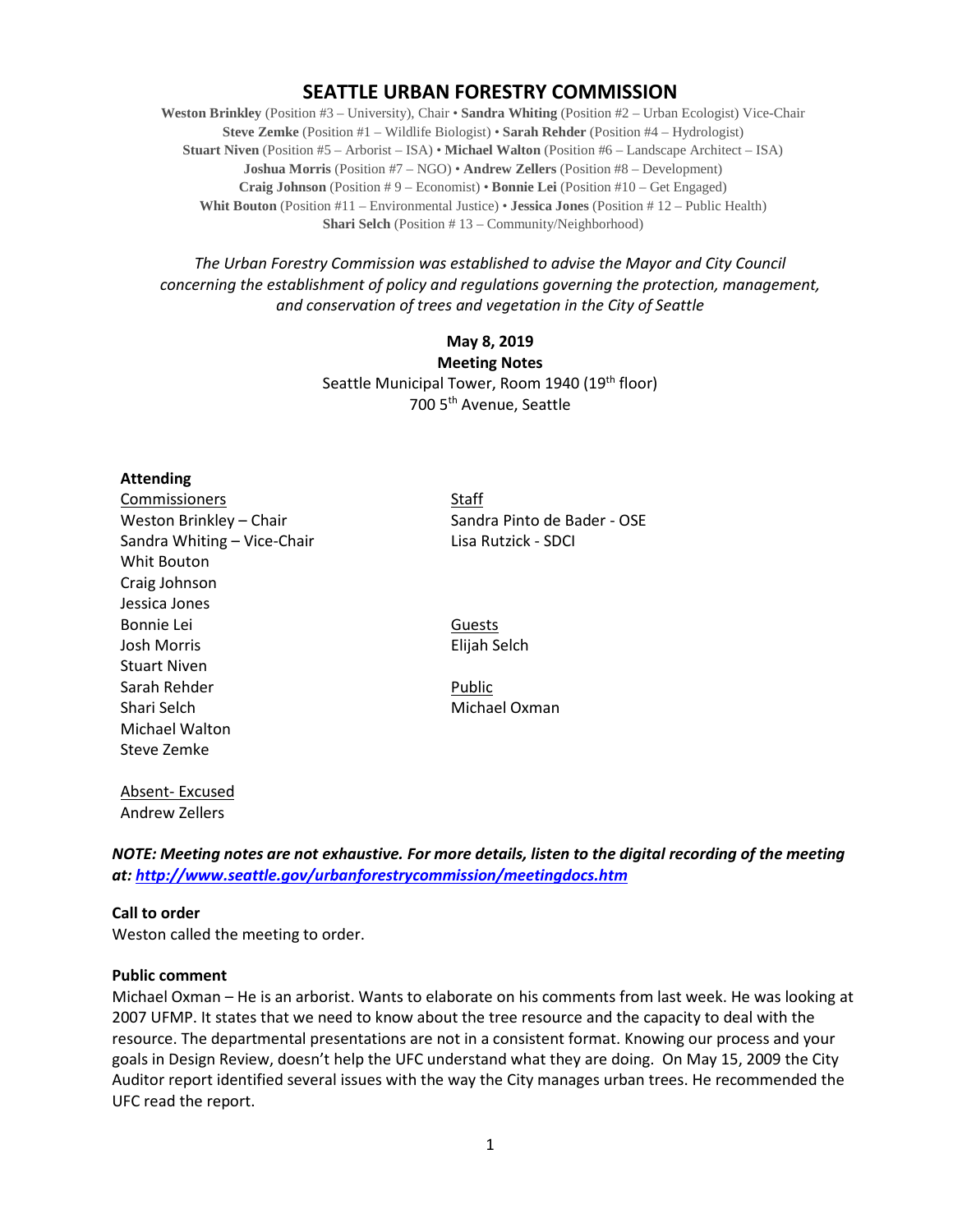# SEATTLE URBAN FORESTRY COMMISSION

**Weston Brinkley** (Position #3 – University), Chair • **Sandra Whiting** (Position #2 – Urban Ecologist) Vice-Chair
**Steve Zemke** (Position #1 – Wildlife Biologist) • **Sarah Rehder** (Position #4 – Hydrologist)
**Stuart Niven** (Position #5 – Arborist – ISA) • **Michael Walton** (Position #6 – Landscape Architect – ISA)
**Joshua Morris** (Position #7 – NGO) • **Andrew Zellers** (Position #8 – Development)
**Craig Johnson** (Position # 9 – Economist) • **Bonnie Lei** (Position #10 – Get Engaged)
**Whit Bouton** (Position #11 – Environmental Justice) • **Jessica Jones** (Position # 12 – Public Health)
**Shari Selch** (Position # 13 – Community/Neighborhood)

*The Urban Forestry Commission was established to advise the Mayor and City Council concerning the establishment of policy and regulations governing the protection, management, and conservation of trees and vegetation in the City of Seattle*

**May 8, 2019**
**Meeting Notes**
Seattle Municipal Tower, Room 1940 (19th floor)
700 5th Avenue, Seattle

**Attending**

Commissioners
Weston Brinkley – Chair
Sandra Whiting – Vice-Chair
Whit Bouton
Craig Johnson
Jessica Jones
Bonnie Lei
Josh Morris
Stuart Niven
Sarah Rehder
Shari Selch
Michael Walton
Steve Zemke

Staff
Sandra Pinto de Bader - OSE
Lisa Rutzick - SDCI

Guests
Elijah Selch

Public
Michael Oxman

Absent- Excused
Andrew Zellers

***NOTE: Meeting notes are not exhaustive. For more details, listen to the digital recording of the meeting at: http://www.seattle.gov/urbanforestrycommission/meetingdocs.htm***

**Call to order**
Weston called the meeting to order.

**Public comment**
Michael Oxman – He is an arborist. Wants to elaborate on his comments from last week. He was looking at 2007 UFMP. It states that we need to know about the tree resource and the capacity to deal with the resource. The departmental presentations are not in a consistent format. Knowing our process and your goals in Design Review, doesn't help the UFC understand what they are doing. On May 15, 2009 the City Auditor report identified several issues with the way the City manages urban trees. He recommended the UFC read the report.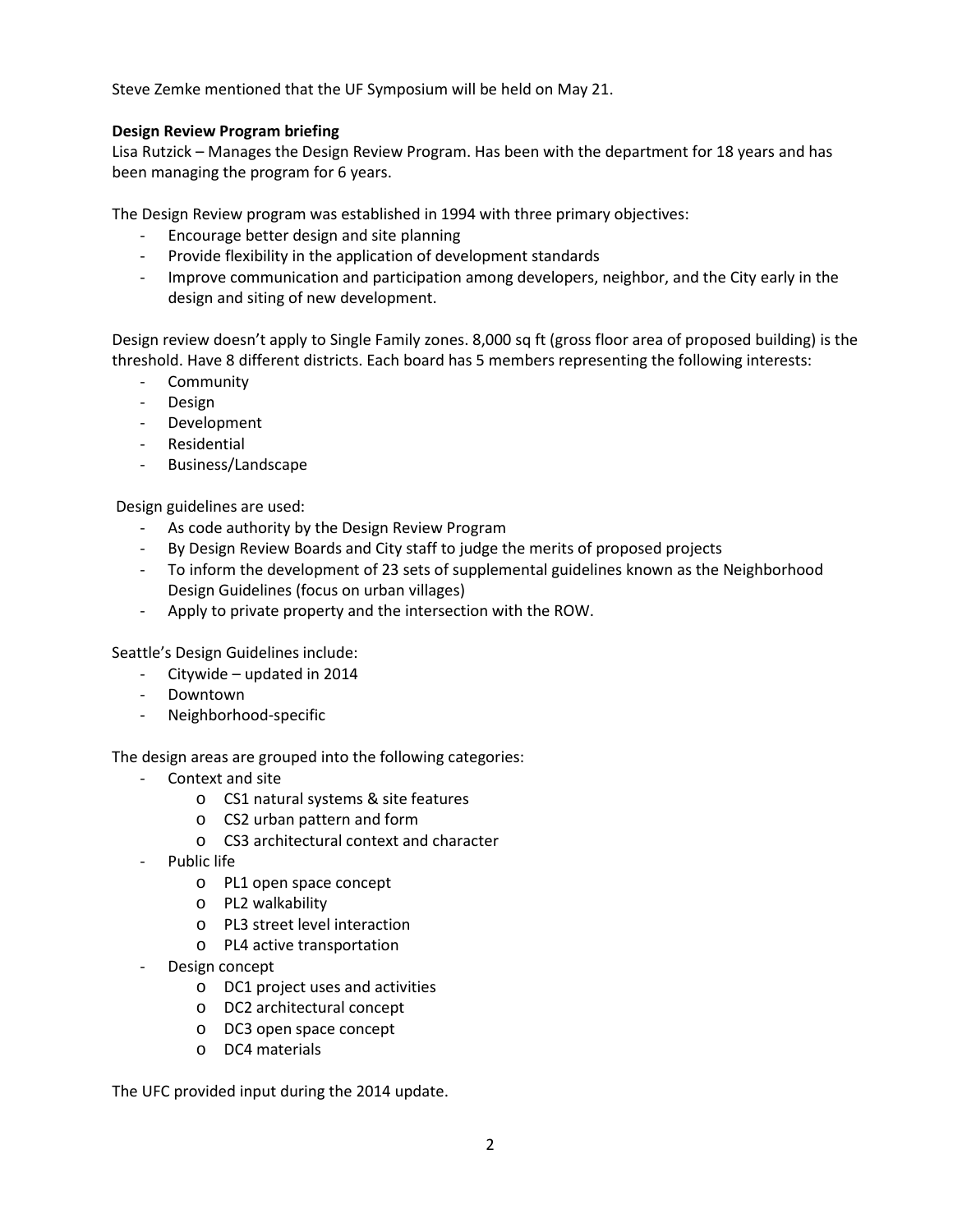Steve Zemke mentioned that the UF Symposium will be held on May 21.

**Design Review Program briefing**

Lisa Rutzick – Manages the Design Review Program. Has been with the department for 18 years and has been managing the program for 6 years.

The Design Review program was established in 1994 with three primary objectives:

- Encourage better design and site planning
- Provide flexibility in the application of development standards
- Improve communication and participation among developers, neighbor, and the City early in the design and siting of new development.

Design review doesn't apply to Single Family zones. 8,000 sq ft (gross floor area of proposed building) is the threshold. Have 8 different districts. Each board has 5 members representing the following interests:

- Community
- Design
- Development
- Residential
- Business/Landscape

Design guidelines are used:

- As code authority by the Design Review Program
- By Design Review Boards and City staff to judge the merits of proposed projects
- To inform the development of 23 sets of supplemental guidelines known as the Neighborhood Design Guidelines (focus on urban villages)
- Apply to private property and the intersection with the ROW.

Seattle's Design Guidelines include:

- Citywide – updated in 2014
- Downtown
- Neighborhood-specific

The design areas are grouped into the following categories:

- Context and site
  - CS1 natural systems & site features
  - CS2 urban pattern and form
  - CS3 architectural context and character
- Public life
  - PL1 open space concept
  - PL2 walkability
  - PL3 street level interaction
  - PL4 active transportation
- Design concept
  - DC1 project uses and activities
  - DC2 architectural concept
  - DC3 open space concept
  - DC4 materials

The UFC provided input during the 2014 update.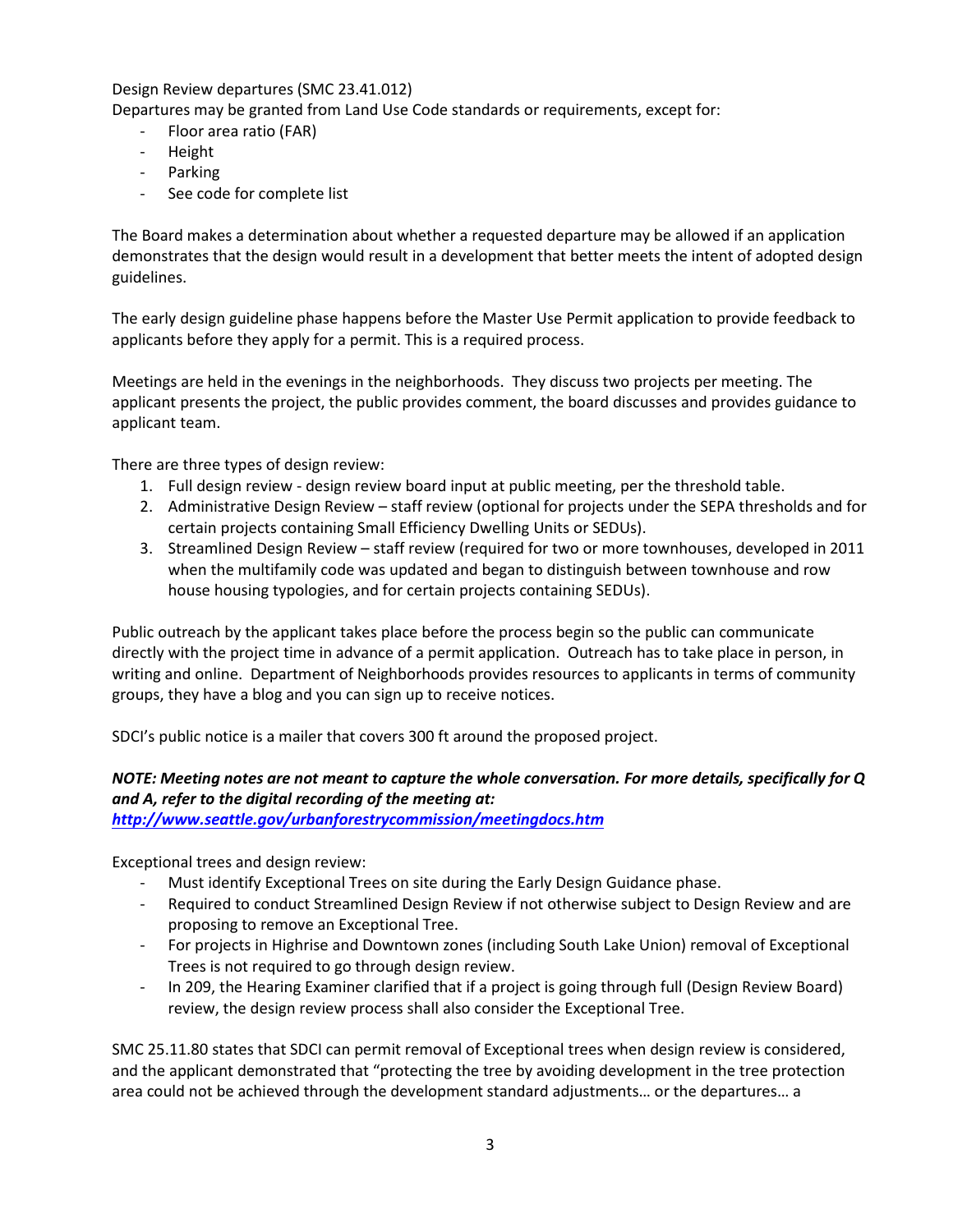Design Review departures (SMC 23.41.012)

Departures may be granted from Land Use Code standards or requirements, except for:

- Floor area ratio (FAR)
- Height
- Parking
- See code for complete list

The Board makes a determination about whether a requested departure may be allowed if an application demonstrates that the design would result in a development that better meets the intent of adopted design guidelines.

The early design guideline phase happens before the Master Use Permit application to provide feedback to applicants before they apply for a permit. This is a required process.

Meetings are held in the evenings in the neighborhoods. They discuss two projects per meeting. The applicant presents the project, the public provides comment, the board discusses and provides guidance to applicant team.

There are three types of design review:

1. Full design review - design review board input at public meeting, per the threshold table.
2. Administrative Design Review – staff review (optional for projects under the SEPA thresholds and for certain projects containing Small Efficiency Dwelling Units or SEDUs).
3. Streamlined Design Review – staff review (required for two or more townhouses, developed in 2011 when the multifamily code was updated and began to distinguish between townhouse and row house housing typologies, and for certain projects containing SEDUs).

Public outreach by the applicant takes place before the process begin so the public can communicate directly with the project time in advance of a permit application. Outreach has to take place in person, in writing and online. Department of Neighborhoods provides resources to applicants in terms of community groups, they have a blog and you can sign up to receive notices.

SDCI's public notice is a mailer that covers 300 ft around the proposed project.

***NOTE: Meeting notes are not meant to capture the whole conversation. For more details, specifically for Q and A, refer to the digital recording of the meeting at:***
***http://www.seattle.gov/urbanforestrycommission/meetingdocs.htm***

Exceptional trees and design review:

- Must identify Exceptional Trees on site during the Early Design Guidance phase.
- Required to conduct Streamlined Design Review if not otherwise subject to Design Review and are proposing to remove an Exceptional Tree.
- For projects in Highrise and Downtown zones (including South Lake Union) removal of Exceptional Trees is not required to go through design review.
- In 209, the Hearing Examiner clarified that if a project is going through full (Design Review Board) review, the design review process shall also consider the Exceptional Tree.

SMC 25.11.80 states that SDCI can permit removal of Exceptional trees when design review is considered, and the applicant demonstrated that "protecting the tree by avoiding development in the tree protection area could not be achieved through the development standard adjustments… or the departures… a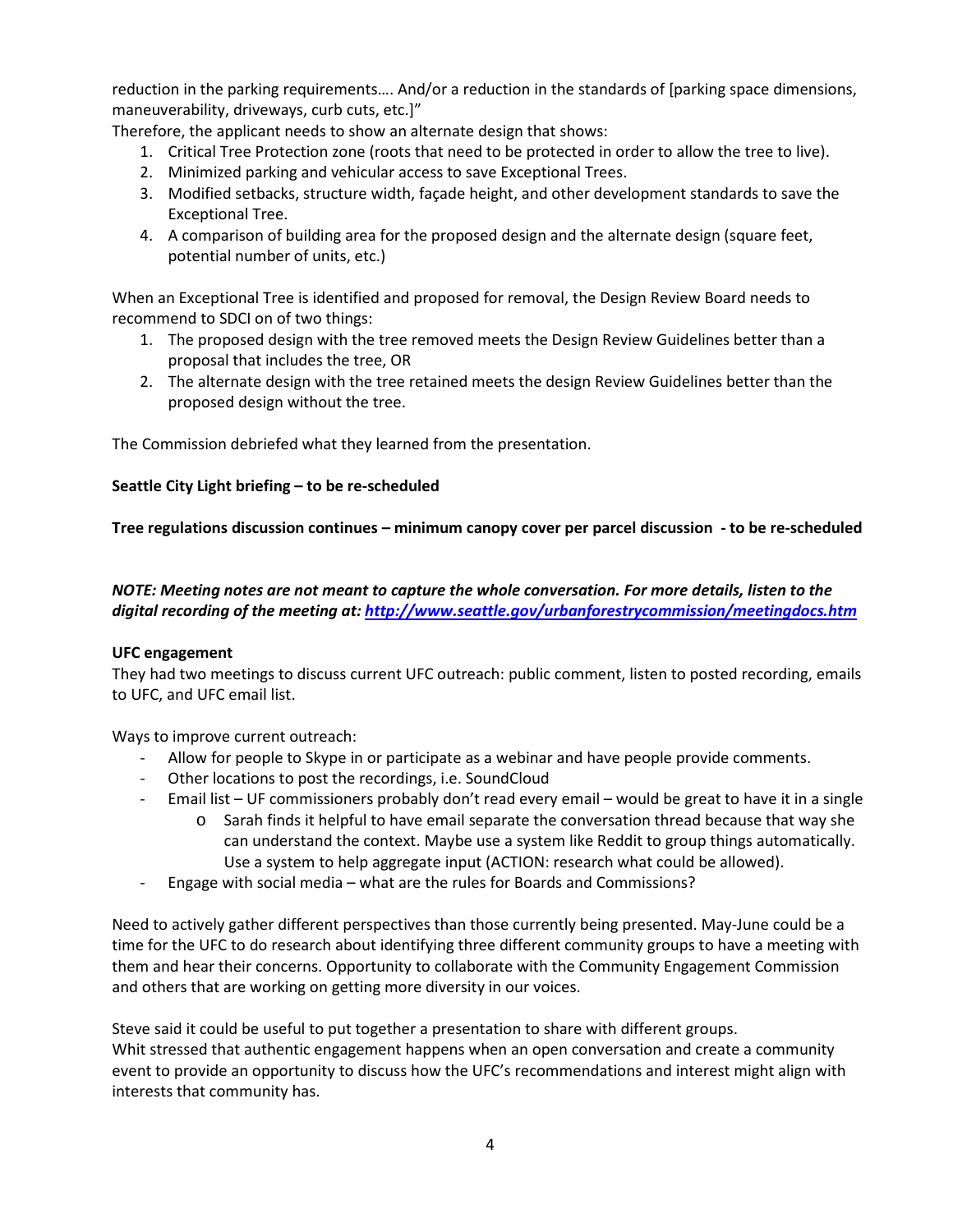reduction in the parking requirements…. And/or a reduction in the standards of [parking space dimensions, maneuverability, driveways, curb cuts, etc.]"

Therefore, the applicant needs to show an alternate design that shows:

1. Critical Tree Protection zone (roots that need to be protected in order to allow the tree to live).
2. Minimized parking and vehicular access to save Exceptional Trees.
3. Modified setbacks, structure width, façade height, and other development standards to save the Exceptional Tree.
4. A comparison of building area for the proposed design and the alternate design (square feet, potential number of units, etc.)

When an Exceptional Tree is identified and proposed for removal, the Design Review Board needs to recommend to SDCI on of two things:

1. The proposed design with the tree removed meets the Design Review Guidelines better than a proposal that includes the tree, OR
2. The alternate design with the tree retained meets the design Review Guidelines better than the proposed design without the tree.

The Commission debriefed what they learned from the presentation.

**Seattle City Light briefing – to be re-scheduled**

**Tree regulations discussion continues – minimum canopy cover per parcel discussion - to be re-scheduled**

***NOTE: Meeting notes are not meant to capture the whole conversation. For more details, listen to the digital recording of the meeting at: [http://www.seattle.gov/urbanforestrycommission/meetingdocs.htm](http://www.seattle.gov/urbanforestrycommission/meetingdocs.htm)***

**UFC engagement**

They had two meetings to discuss current UFC outreach: public comment, listen to posted recording, emails to UFC, and UFC email list.

Ways to improve current outreach:

- Allow for people to Skype in or participate as a webinar and have people provide comments.
- Other locations to post the recordings, i.e. SoundCloud
- Email list – UF commissioners probably don't read every email – would be great to have it in a single
  - Sarah finds it helpful to have email separate the conversation thread because that way she can understand the context. Maybe use a system like Reddit to group things automatically. Use a system to help aggregate input (ACTION: research what could be allowed).
- Engage with social media – what are the rules for Boards and Commissions?

Need to actively gather different perspectives than those currently being presented. May-June could be a time for the UFC to do research about identifying three different community groups to have a meeting with them and hear their concerns. Opportunity to collaborate with the Community Engagement Commission and others that are working on getting more diversity in our voices.

Steve said it could be useful to put together a presentation to share with different groups.
Whit stressed that authentic engagement happens when an open conversation and create a community event to provide an opportunity to discuss how the UFC's recommendations and interest might align with interests that community has.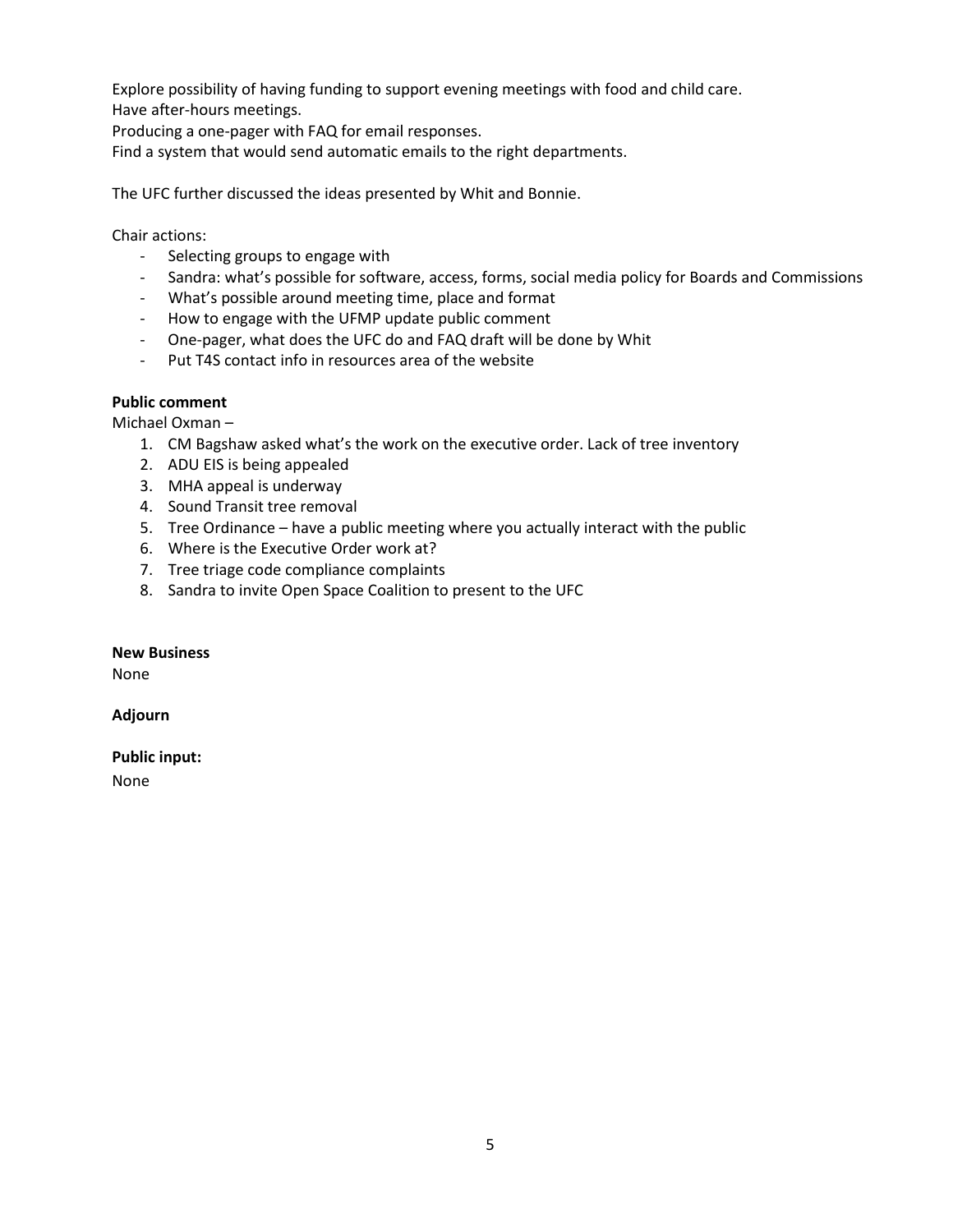Explore possibility of having funding to support evening meetings with food and child care.
Have after-hours meetings.
Producing a one-pager with FAQ for email responses.
Find a system that would send automatic emails to the right departments.

The UFC further discussed the ideas presented by Whit and Bonnie.

Chair actions:

- Selecting groups to engage with
- Sandra: what's possible for software, access, forms, social media policy for Boards and Commissions
- What's possible around meeting time, place and format
- How to engage with the UFMP update public comment
- One-pager, what does the UFC do and FAQ draft will be done by Whit
- Put T4S contact info in resources area of the website

**Public comment**

Michael Oxman –

1. CM Bagshaw asked what's the work on the executive order. Lack of tree inventory
2. ADU EIS is being appealed
3. MHA appeal is underway
4. Sound Transit tree removal
5. Tree Ordinance – have a public meeting where you actually interact with the public
6. Where is the Executive Order work at?
7. Tree triage code compliance complaints
8. Sandra to invite Open Space Coalition to present to the UFC

**New Business**

None

**Adjourn**

**Public input:**

None